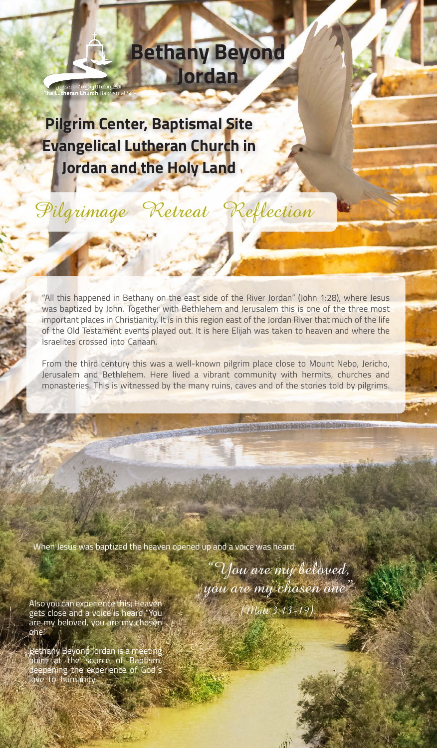The Lutheran Church Baptismal Site

# Bethany Beyond Jordan

## Pilgrim Center, Baptismal Site Evangelical Lutheran Church in Jordan and the Holy Land

*Pilgrimage Retreat Reflection*

"All this happened in Bethany on the east side of the River Jordan" (John 1:28), where Jesus was baptized by John. Together with Bethlehem and Jerusalem this is one of the three most important places in Christianity. It is in this region east of the Jordan River that much of the life of the Old Testament events played out. It is here Elijah was taken to heaven and where the Israelites crossed into Canaan.

From the third century this was a well-known pilgrim place close to Mount Nebo, Jericho, Jerusalem and Bethlehem. Here lived a vibrant community with hermits, churches and monasteries. This is witnessed by the many ruins, caves and of the stories told by pilgrims.

When Jesus was baptized the heaven opened up and a voice was heard:

*"You are my beloved, you are my chosen one"*

*(Matt 3:13-19)*

Also you can experience this; Heaven gets close and a voice is heard "You are my beloved, you are my chosen one."

Bethany Beyond Jordan is a meeting point at the source of Baptism, deepening the experience of God's love to humanity.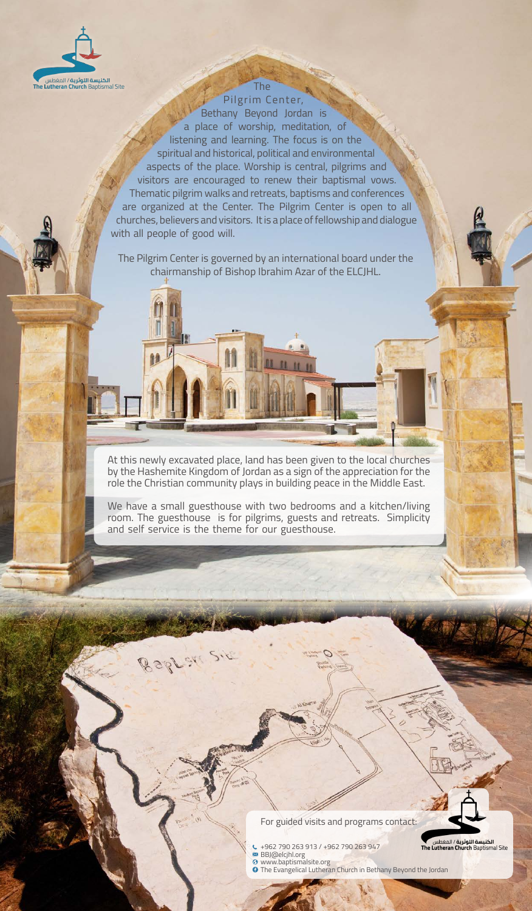الكنيسة اللوثرية / المغطس
**The Lutheran Church** Baptismal Site

The Pilgrim Center, Bethany Beyond Jordan is a place of worship, meditation, of listening and learning. The focus is on the spiritual and historical, political and environmental aspects of the place. Worship is central, pilgrims and visitors are encouraged to renew their baptismal vows. Thematic pilgrim walks and retreats, baptisms and conferences are organized at the Center. The Pilgrim Center is open to all churches, believers and visitors. It is a place of fellowship and dialogue with all people of good will.

The Pilgrim Center is governed by an international board under the chairmanship of Bishop Ibrahim Azar of the ELCJHL.

At this newly excavated place, land has been given to the local churches by the Hashemite Kingdom of Jordan as a sign of the appreciation for the role the Christian community plays in building peace in the Middle East.

We have a small guesthouse with two bedrooms and a kitchen/living room. The guesthouse is for pilgrims, guests and retreats. Simplicity and self service is the theme for our guesthouse.

For guided visits and programs contact:

- +962 790 263 913 / +962 790 263 947
- BBJ@elcjhl.org
- www.baptismalsite.org
- The Evangelical Lutheran Church in Bethany Beyond the Jordan

الكنيسة اللوثرية / المغطس
**The Lutheran Church** Baptismal Site